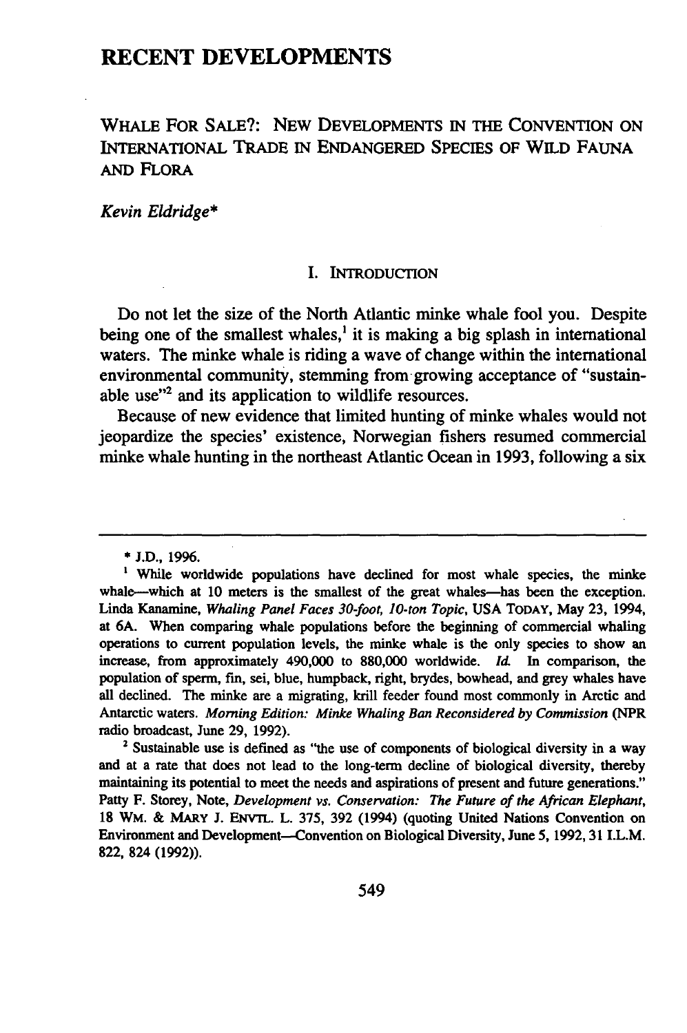# RECENT DEVELOPMENTS

## WHALE FOR SALE?: NEW DEVELOPMENTS IN THE CONVENTION ON INTERNATIONAL TRADE IN ENDANGERED SPECIES OF WILD FAUNA AND FLORA

*Kevin Eldridge**

### I. INTRODUCTION

Do not let the size of the North Atlantic minke whale fool you. Despite being one of the smallest whales,[1] it is making a big splash in international waters. The minke whale is riding a wave of change within the international environmental community, stemming from growing acceptance of "sustainable use"[2] and its application to wildlife resources.

Because of new evidence that limited hunting of minke whales would not jeopardize the species' existence, Norwegian fishers resumed commercial minke whale hunting in the northeast Atlantic Ocean in 1993, following a six

---

\* J.D., 1996.

[1] While worldwide populations have declined for most whale species, the minke whale—which at 10 meters is the smallest of the great whales—has been the exception. Linda Kanamine, *Whaling Panel Faces 30-foot, 10-ton Topic*, USA TODAY, May 23, 1994, at 6A. When comparing whale populations before the beginning of commercial whaling operations to current population levels, the minke whale is the only species to show an increase, from approximately 490,000 to 880,000 worldwide. *Id.* In comparison, the population of sperm, fin, sei, blue, humpback, right, brydes, bowhead, and grey whales have all declined. The minke are a migrating, krill feeder found most commonly in Arctic and Antarctic waters. *Morning Edition: Minke Whaling Ban Reconsidered by Commission* (NPR radio broadcast, June 29, 1992).

[2] Sustainable use is defined as "the use of components of biological diversity in a way and at a rate that does not lead to the long-term decline of biological diversity, thereby maintaining its potential to meet the needs and aspirations of present and future generations." Patty F. Storey, Note, *Development vs. Conservation: The Future of the African Elephant*, 18 WM. & MARY J. ENVTL. L. 375, 392 (1994) (quoting United Nations Convention on Environment and Development—Convention on Biological Diversity, June 5, 1992, 31 I.L.M. 822, 824 (1992)).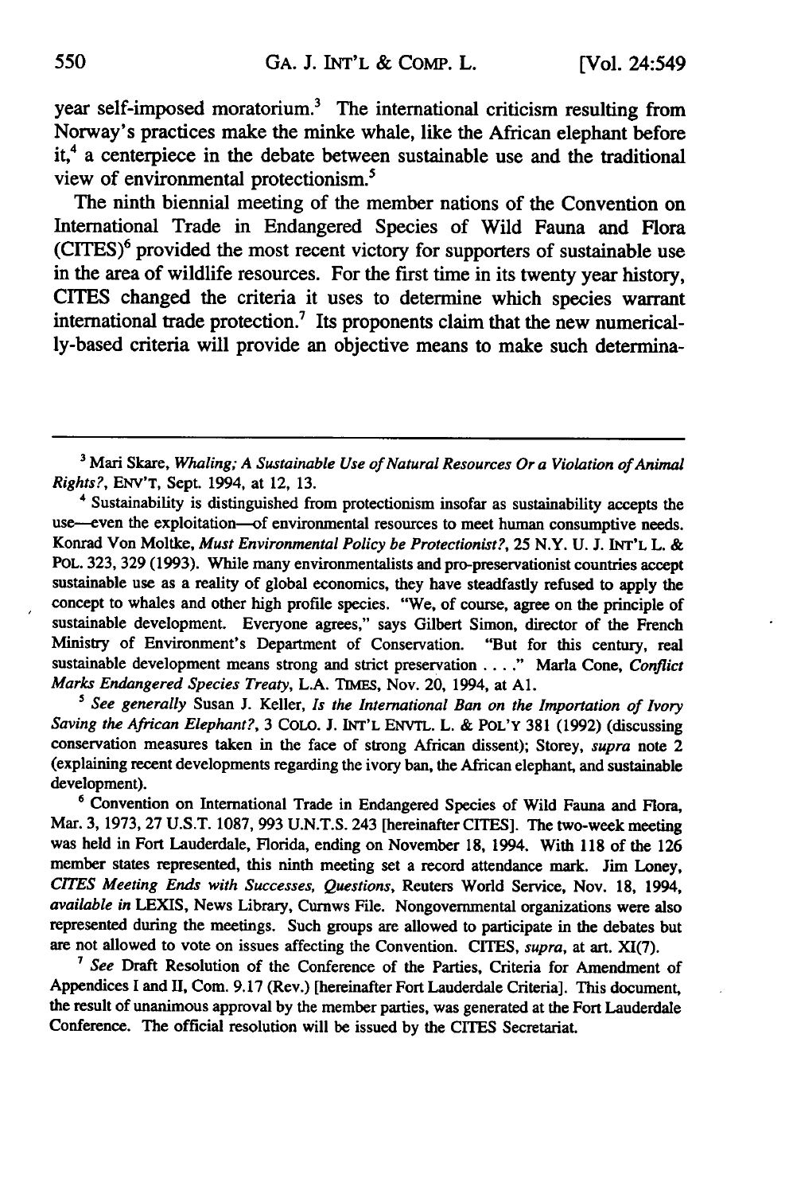year self-imposed moratorium.[3] The international criticism resulting from Norway's practices make the minke whale, like the African elephant before it,[4] a centerpiece in the debate between sustainable use and the traditional view of environmental protectionism.[5]

The ninth biennial meeting of the member nations of the Convention on International Trade in Endangered Species of Wild Fauna and Flora (CITES)[6] provided the most recent victory for supporters of sustainable use in the area of wildlife resources. For the first time in its twenty year history, CITES changed the criteria it uses to determine which species warrant international trade protection.[7] Its proponents claim that the new numerically-based criteria will provide an objective means to make such determina-

---

[3] Mari Skare, *Whaling; A Sustainable Use of Natural Resources Or a Violation of Animal Rights?*, ENV'T, Sept. 1994, at 12, 13.

[4] Sustainability is distinguished from protectionism insofar as sustainability accepts the use—even the exploitation—of environmental resources to meet human consumptive needs. Konrad Von Moltke, *Must Environmental Policy be Protectionist?*, 25 N.Y. U. J. INT'L L. & POL. 323, 329 (1993). While many environmentalists and pro-preservationist countries accept sustainable use as a reality of global economics, they have steadfastly refused to apply the concept to whales and other high profile species. "We, of course, agree on the principle of sustainable development. Everyone agrees," says Gilbert Simon, director of the French Ministry of Environment's Department of Conservation. "But for this century, real sustainable development means strong and strict preservation . . . ." Marla Cone, *Conflict Marks Endangered Species Treaty*, L.A. TIMES, Nov. 20, 1994, at A1.

[5] *See generally* Susan J. Keller, *Is the International Ban on the Importation of Ivory Saving the African Elephant?*, 3 COLO. J. INT'L ENVTL. L. & POL'Y 381 (1992) (discussing conservation measures taken in the face of strong African dissent); Storey, *supra* note 2 (explaining recent developments regarding the ivory ban, the African elephant, and sustainable development).

[6] Convention on International Trade in Endangered Species of Wild Fauna and Flora, Mar. 3, 1973, 27 U.S.T. 1087, 993 U.N.T.S. 243 [hereinafter CITES]. The two-week meeting was held in Fort Lauderdale, Florida, ending on November 18, 1994. With 118 of the 126 member states represented, this ninth meeting set a record attendance mark. Jim Loney, *CITES Meeting Ends with Successes, Questions*, Reuters World Service, Nov. 18, 1994, *available in* LEXIS, News Library, Curnws File. Nongovernmental organizations were also represented during the meetings. Such groups are allowed to participate in the debates but are not allowed to vote on issues affecting the Convention. CITES, *supra*, at art. XI(7).

[7] *See* Draft Resolution of the Conference of the Parties, Criteria for Amendment of Appendices I and II, Com. 9.17 (Rev.) [hereinafter Fort Lauderdale Criteria]. This document, the result of unanimous approval by the member parties, was generated at the Fort Lauderdale Conference. The official resolution will be issued by the CITES Secretariat.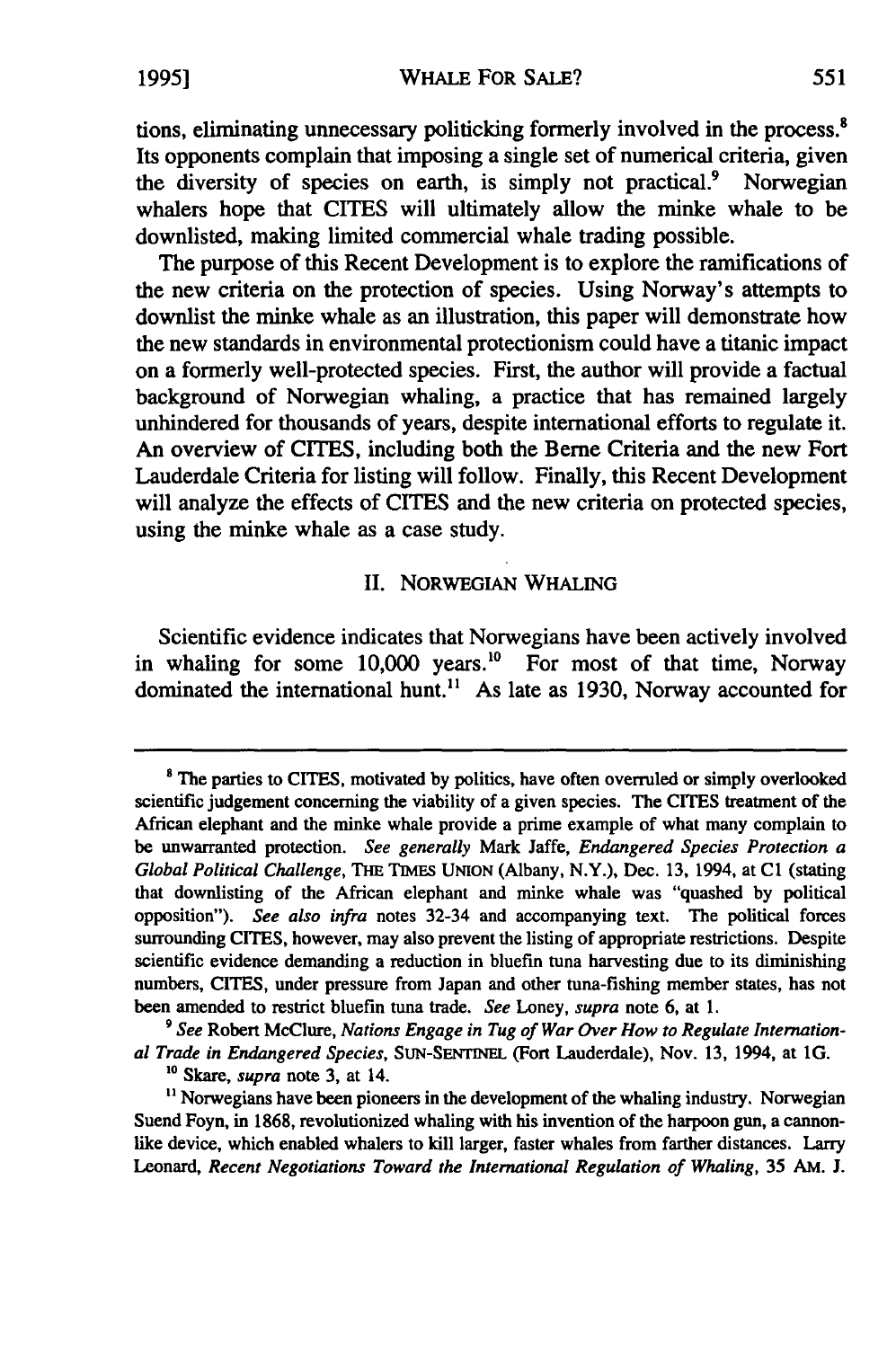tions, eliminating unnecessary politicking formerly involved in the process.[8] Its opponents complain that imposing a single set of numerical criteria, given the diversity of species on earth, is simply not practical.[9] Norwegian whalers hope that CITES will ultimately allow the minke whale to be downlisted, making limited commercial whale trading possible.

The purpose of this Recent Development is to explore the ramifications of the new criteria on the protection of species. Using Norway's attempts to downlist the minke whale as an illustration, this paper will demonstrate how the new standards in environmental protectionism could have a titanic impact on a formerly well-protected species. First, the author will provide a factual background of Norwegian whaling, a practice that has remained largely unhindered for thousands of years, despite international efforts to regulate it. An overview of CITES, including both the Berne Criteria and the new Fort Lauderdale Criteria for listing will follow. Finally, this Recent Development will analyze the effects of CITES and the new criteria on protected species, using the minke whale as a case study.

## II. NORWEGIAN WHALING

Scientific evidence indicates that Norwegians have been actively involved in whaling for some 10,000 years.[10] For most of that time, Norway dominated the international hunt.[11] As late as 1930, Norway accounted for

---

[8] The parties to CITES, motivated by politics, have often overruled or simply overlooked scientific judgement concerning the viability of a given species. The CITES treatment of the African elephant and the minke whale provide a prime example of what many complain to be unwarranted protection. *See generally* Mark Jaffe, *Endangered Species Protection a Global Political Challenge*, THE TIMES UNION (Albany, N.Y.), Dec. 13, 1994, at C1 (stating that downlisting of the African elephant and minke whale was "quashed by political opposition"). *See also infra* notes 32-34 and accompanying text. The political forces surrounding CITES, however, may also prevent the listing of appropriate restrictions. Despite scientific evidence demanding a reduction in bluefin tuna harvesting due to its diminishing numbers, CITES, under pressure from Japan and other tuna-fishing member states, has not been amended to restrict bluefin tuna trade. *See* Loney, *supra* note 6, at 1.

[9] *See* Robert McClure, *Nations Engage in Tug of War Over How to Regulate International Trade in Endangered Species*, SUN-SENTINEL (Fort Lauderdale), Nov. 13, 1994, at 1G.

[10] Skare, *supra* note 3, at 14.

[11] Norwegians have been pioneers in the development of the whaling industry. Norwegian Suend Foyn, in 1868, revolutionized whaling with his invention of the harpoon gun, a cannon-like device, which enabled whalers to kill larger, faster whales from farther distances. Larry Leonard, *Recent Negotiations Toward the International Regulation of Whaling*, 35 AM. J.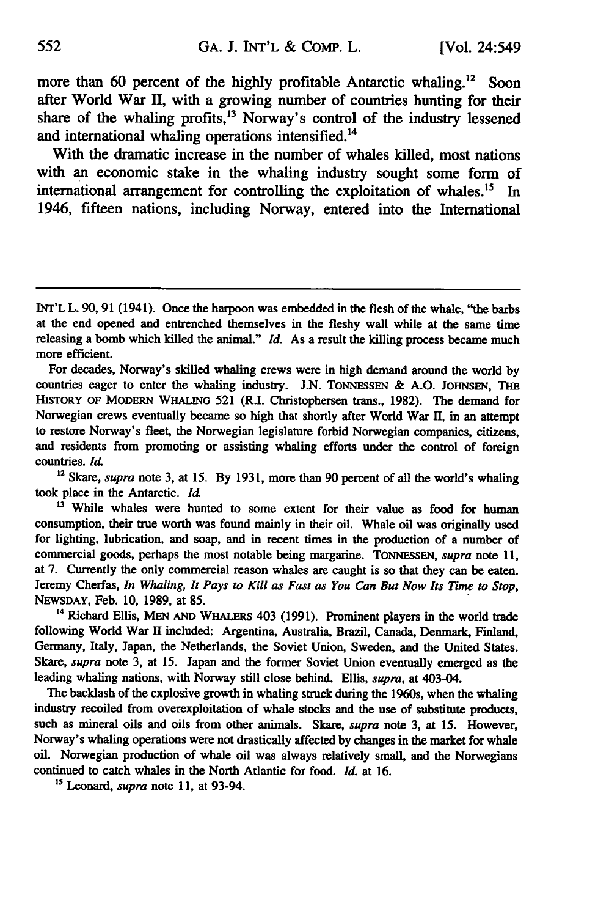more than 60 percent of the highly profitable Antarctic whaling.[12] Soon after World War II, with a growing number of countries hunting for their share of the whaling profits,[13] Norway's control of the industry lessened and international whaling operations intensified.[14]

With the dramatic increase in the number of whales killed, most nations with an economic stake in the whaling industry sought some form of international arrangement for controlling the exploitation of whales.[15] In 1946, fifteen nations, including Norway, entered into the International

---

INT'L L. 90, 91 (1941). Once the harpoon was embedded in the flesh of the whale, "the barbs at the end opened and entrenched themselves in the fleshy wall while at the same time releasing a bomb which killed the animal." *Id.* As a result the killing process became much more efficient.

For decades, Norway's skilled whaling crews were in high demand around the world by countries eager to enter the whaling industry. J.N. TONNESSEN & A.O. JOHNSEN, THE HISTORY OF MODERN WHALING 521 (R.I. Christophersen trans., 1982). The demand for Norwegian crews eventually became so high that shortly after World War II, in an attempt to restore Norway's fleet, the Norwegian legislature forbid Norwegian companies, citizens, and residents from promoting or assisting whaling efforts under the control of foreign countries. *Id.*

[12] Skare, *supra* note 3, at 15. By 1931, more than 90 percent of all the world's whaling took place in the Antarctic. *Id.*

[13] While whales were hunted to some extent for their value as food for human consumption, their true worth was found mainly in their oil. Whale oil was originally used for lighting, lubrication, and soap, and in recent times in the production of a number of commercial goods, perhaps the most notable being margarine. TONNESSEN, *supra* note 11, at 7. Currently the only commercial reason whales are caught is so that they can be eaten. Jeremy Cherfas, *In Whaling, It Pays to Kill as Fast as You Can But Now Its Time to Stop*, NEWSDAY, Feb. 10, 1989, at 85.

[14] Richard Ellis, MEN AND WHALERS 403 (1991). Prominent players in the world trade following World War II included: Argentina, Australia, Brazil, Canada, Denmark, Finland, Germany, Italy, Japan, the Netherlands, the Soviet Union, Sweden, and the United States. Skare, *supra* note 3, at 15. Japan and the former Soviet Union eventually emerged as the leading whaling nations, with Norway still close behind. Ellis, *supra*, at 403-04.

The backlash of the explosive growth in whaling struck during the 1960s, when the whaling industry recoiled from overexploitation of whale stocks and the use of substitute products, such as mineral oils and oils from other animals. Skare, *supra* note 3, at 15. However, Norway's whaling operations were not drastically affected by changes in the market for whale oil. Norwegian production of whale oil was always relatively small, and the Norwegians continued to catch whales in the North Atlantic for food. *Id.* at 16.

[15] Leonard, *supra* note 11, at 93-94.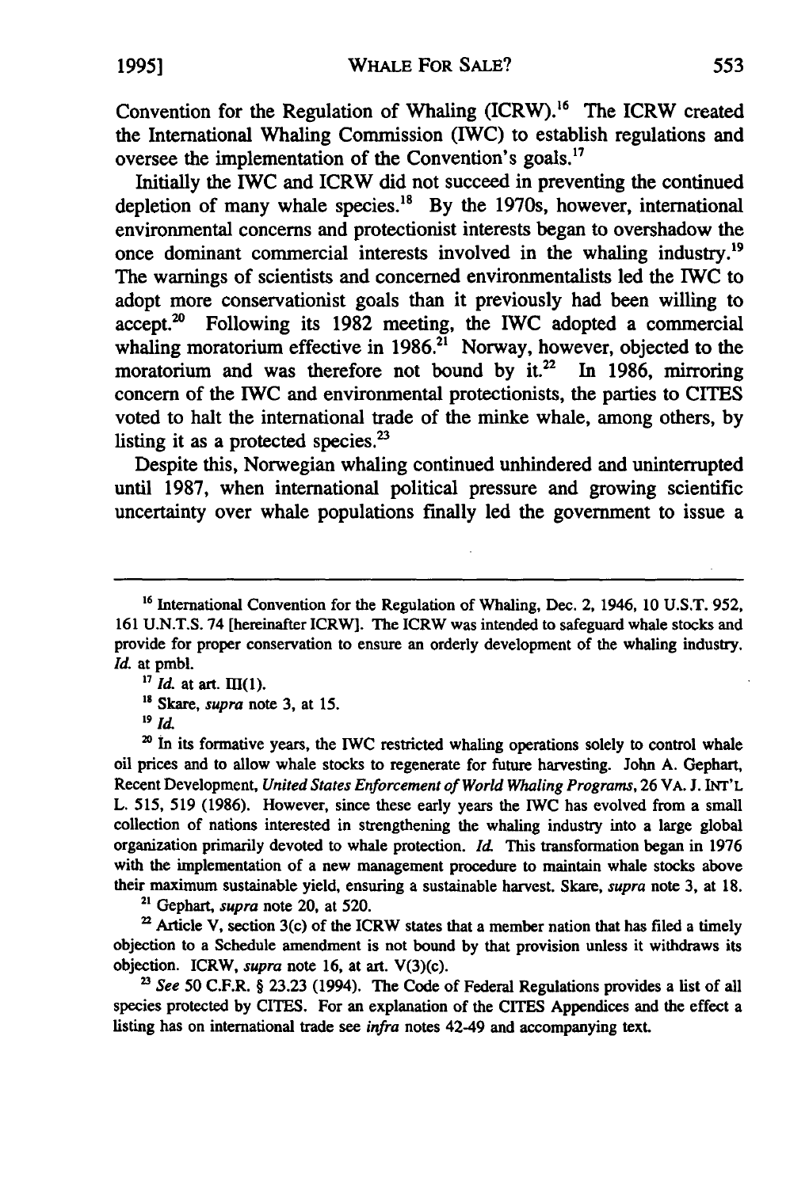Convention for the Regulation of Whaling (ICRW).[16] The ICRW created the International Whaling Commission (IWC) to establish regulations and oversee the implementation of the Convention's goals.[17]

Initially the IWC and ICRW did not succeed in preventing the continued depletion of many whale species.[18] By the 1970s, however, international environmental concerns and protectionist interests began to overshadow the once dominant commercial interests involved in the whaling industry.[19] The warnings of scientists and concerned environmentalists led the IWC to adopt more conservationist goals than it previously had been willing to accept.[20] Following its 1982 meeting, the IWC adopted a commercial whaling moratorium effective in 1986.[21] Norway, however, objected to the moratorium and was therefore not bound by it.[22] In 1986, mirroring concern of the IWC and environmental protectionists, the parties to CITES voted to halt the international trade of the minke whale, among others, by listing it as a protected species.[23]

Despite this, Norwegian whaling continued unhindered and uninterrupted until 1987, when international political pressure and growing scientific uncertainty over whale populations finally led the government to issue a

---

[16] International Convention for the Regulation of Whaling, Dec. 2, 1946, 10 U.S.T. 952, 161 U.N.T.S. 74 [hereinafter ICRW]. The ICRW was intended to safeguard whale stocks and provide for proper conservation to ensure an orderly development of the whaling industry. *Id.* at pmbl.

[17] *Id.* at art. III(1).

[18] Skare, *supra* note 3, at 15.

[19] *Id.*

[20] In its formative years, the IWC restricted whaling operations solely to control whale oil prices and to allow whale stocks to regenerate for future harvesting. John A. Gephart, Recent Development, *United States Enforcement of World Whaling Programs*, 26 VA. J. INT'L L. 515, 519 (1986). However, since these early years the IWC has evolved from a small collection of nations interested in strengthening the whaling industry into a large global organization primarily devoted to whale protection. *Id.* This transformation began in 1976 with the implementation of a new management procedure to maintain whale stocks above their maximum sustainable yield, ensuring a sustainable harvest. Skare, *supra* note 3, at 18.

[21] Gephart, *supra* note 20, at 520.

[22] Article V, section 3(c) of the ICRW states that a member nation that has filed a timely objection to a Schedule amendment is not bound by that provision unless it withdraws its objection. ICRW, *supra* note 16, at art. V(3)(c).

[23] *See* 50 C.F.R. § 23.23 (1994). The Code of Federal Regulations provides a list of all species protected by CITES. For an explanation of the CITES Appendices and the effect a listing has on international trade see *infra* notes 42-49 and accompanying text.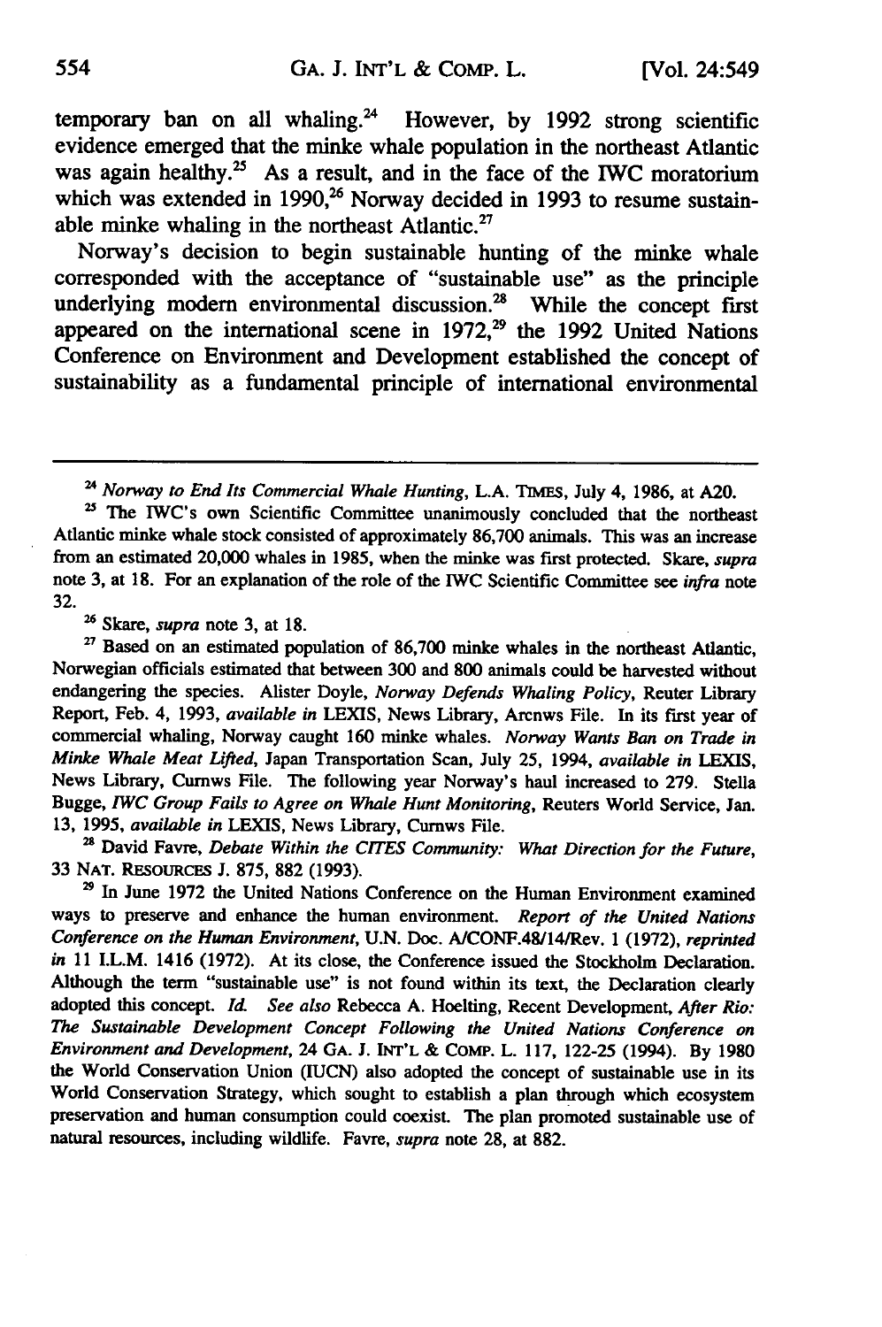temporary ban on all whaling.[24] However, by 1992 strong scientific evidence emerged that the minke whale population in the northeast Atlantic was again healthy.[25] As a result, and in the face of the IWC moratorium which was extended in 1990,[26] Norway decided in 1993 to resume sustainable minke whaling in the northeast Atlantic.[27]

Norway's decision to begin sustainable hunting of the minke whale corresponded with the acceptance of "sustainable use" as the principle underlying modern environmental discussion.[28] While the concept first appeared on the international scene in 1972,[29] the 1992 United Nations Conference on Environment and Development established the concept of sustainability as a fundamental principle of international environmental

---

[24] *Norway to End Its Commercial Whale Hunting*, L.A. TIMES, July 4, 1986, at A20.

[25] The IWC's own Scientific Committee unanimously concluded that the northeast Atlantic minke whale stock consisted of approximately 86,700 animals. This was an increase from an estimated 20,000 whales in 1985, when the minke was first protected. Skare, *supra* note 3, at 18. For an explanation of the role of the IWC Scientific Committee see *infra* note 32.

[26] Skare, *supra* note 3, at 18.

[27] Based on an estimated population of 86,700 minke whales in the northeast Atlantic, Norwegian officials estimated that between 300 and 800 animals could be harvested without endangering the species. Alister Doyle, *Norway Defends Whaling Policy*, Reuter Library Report, Feb. 4, 1993, *available in* LEXIS, News Library, Arcnws File. In its first year of commercial whaling, Norway caught 160 minke whales. *Norway Wants Ban on Trade in Minke Whale Meat Lifted*, Japan Transportation Scan, July 25, 1994, *available in* LEXIS, News Library, Curnws File. The following year Norway's haul increased to 279. Stella Bugge, *IWC Group Fails to Agree on Whale Hunt Monitoring*, Reuters World Service, Jan. 13, 1995, *available in* LEXIS, News Library, Curnws File.

[28] David Favre, *Debate Within the CITES Community: What Direction for the Future*, 33 NAT. RESOURCES J. 875, 882 (1993).

[29] In June 1972 the United Nations Conference on the Human Environment examined ways to preserve and enhance the human environment. *Report of the United Nations Conference on the Human Environment*, U.N. Doc. A/CONF.48/14/Rev. 1 (1972), *reprinted in* 11 I.L.M. 1416 (1972). At its close, the Conference issued the Stockholm Declaration. Although the term "sustainable use" is not found within its text, the Declaration clearly adopted this concept. *Id.* *See also* Rebecca A. Hoelting, Recent Development, *After Rio: The Sustainable Development Concept Following the United Nations Conference on Environment and Development*, 24 GA. J. INT'L & COMP. L. 117, 122-25 (1994). By 1980 the World Conservation Union (IUCN) also adopted the concept of sustainable use in its World Conservation Strategy, which sought to establish a plan through which ecosystem preservation and human consumption could coexist. The plan promoted sustainable use of natural resources, including wildlife. Favre, *supra* note 28, at 882.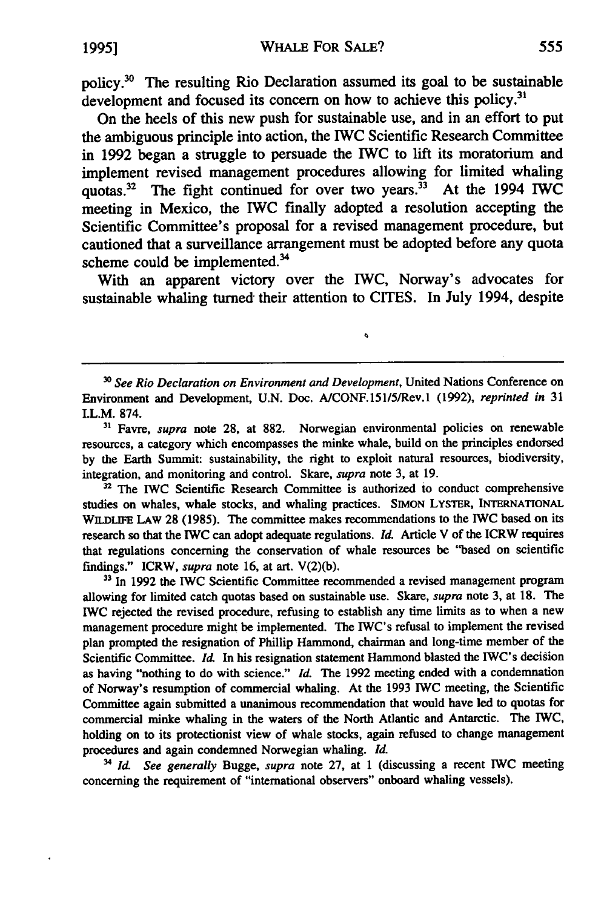policy.[30] The resulting Rio Declaration assumed its goal to be sustainable development and focused its concern on how to achieve this policy.[31]

On the heels of this new push for sustainable use, and in an effort to put the ambiguous principle into action, the IWC Scientific Research Committee in 1992 began a struggle to persuade the IWC to lift its moratorium and implement revised management procedures allowing for limited whaling quotas.[32] The fight continued for over two years.[33] At the 1994 IWC meeting in Mexico, the IWC finally adopted a resolution accepting the Scientific Committee's proposal for a revised management procedure, but cautioned that a surveillance arrangement must be adopted before any quota scheme could be implemented.[34]

With an apparent victory over the IWC, Norway's advocates for sustainable whaling turned their attention to CITES. In July 1994, despite

---

[30] *See Rio Declaration on Environment and Development*, United Nations Conference on Environment and Development, U.N. Doc. A/CONF.151/5/Rev.1 (1992), *reprinted in* 31 I.L.M. 874.

[31] Favre, *supra* note 28, at 882. Norwegian environmental policies on renewable resources, a category which encompasses the minke whale, build on the principles endorsed by the Earth Summit: sustainability, the right to exploit natural resources, biodiversity, integration, and monitoring and control. Skare, *supra* note 3, at 19.

[32] The IWC Scientific Research Committee is authorized to conduct comprehensive studies on whales, whale stocks, and whaling practices. SIMON LYSTER, INTERNATIONAL WILDLIFE LAW 28 (1985). The committee makes recommendations to the IWC based on its research so that the IWC can adopt adequate regulations. *Id.* Article V of the ICRW requires that regulations concerning the conservation of whale resources be "based on scientific findings." ICRW, *supra* note 16, at art. V(2)(b).

[33] In 1992 the IWC Scientific Committee recommended a revised management program allowing for limited catch quotas based on sustainable use. Skare, *supra* note 3, at 18. The IWC rejected the revised procedure, refusing to establish any time limits as to when a new management procedure might be implemented. The IWC's refusal to implement the revised plan prompted the resignation of Phillip Hammond, chairman and long-time member of the Scientific Committee. *Id.* In his resignation statement Hammond blasted the IWC's decision as having "nothing to do with science." *Id.* The 1992 meeting ended with a condemnation of Norway's resumption of commercial whaling. At the 1993 IWC meeting, the Scientific Committee again submitted a unanimous recommendation that would have led to quotas for commercial minke whaling in the waters of the North Atlantic and Antarctic. The IWC, holding on to its protectionist view of whale stocks, again refused to change management procedures and again condemned Norwegian whaling. *Id.*

[34] *Id. See generally* Bugge, *supra* note 27, at 1 (discussing a recent IWC meeting concerning the requirement of "international observers" onboard whaling vessels).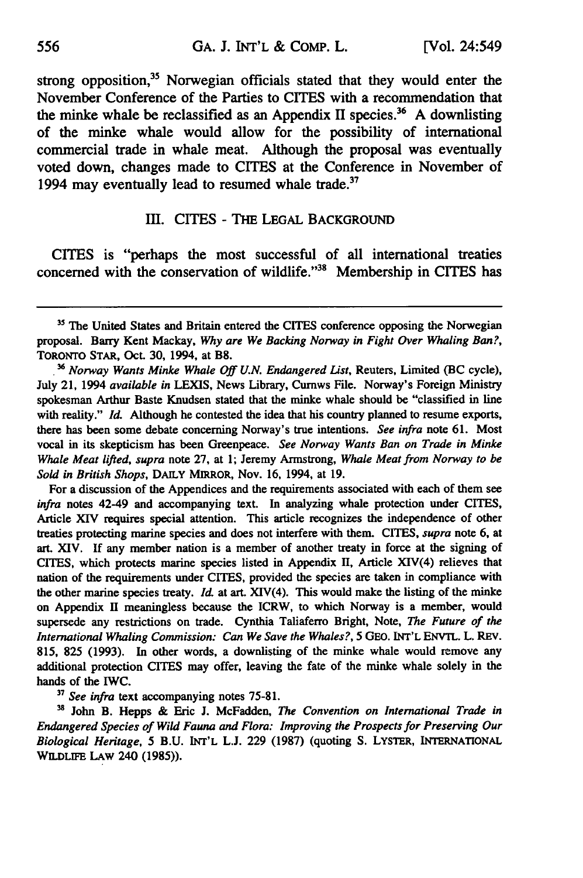strong opposition,[35] Norwegian officials stated that they would enter the November Conference of the Parties to CITES with a recommendation that the minke whale be reclassified as an Appendix II species.[36] A downlisting of the minke whale would allow for the possibility of international commercial trade in whale meat. Although the proposal was eventually voted down, changes made to CITES at the Conference in November of 1994 may eventually lead to resumed whale trade.[37]

## III. CITES - The Legal Background

CITES is "perhaps the most successful of all international treaties concerned with the conservation of wildlife."[38] Membership in CITES has

---

[35] The United States and Britain entered the CITES conference opposing the Norwegian proposal. Barry Kent Mackay, *Why are We Backing Norway in Fight Over Whaling Ban?*, TORONTO STAR, Oct. 30, 1994, at B8.

[36] *Norway Wants Minke Whale Off U.N. Endangered List*, Reuters, Limited (BC cycle), July 21, 1994 *available in* LEXIS, News Library, Curnws File. Norway's Foreign Ministry spokesman Arthur Baste Knudsen stated that the minke whale should be "classified in line with reality." *Id.* Although he contested the idea that his country planned to resume exports, there has been some debate concerning Norway's true intentions. *See infra* note 61. Most vocal in its skepticism has been Greenpeace. *See Norway Wants Ban on Trade in Minke Whale Meat lifted*, *supra* note 27, at 1; Jeremy Armstrong, *Whale Meat from Norway to be Sold in British Shops*, DAILY MIRROR, Nov. 16, 1994, at 19.

For a discussion of the Appendices and the requirements associated with each of them see *infra* notes 42-49 and accompanying text. In analyzing whale protection under CITES, Article XIV requires special attention. This article recognizes the independence of other treaties protecting marine species and does not interfere with them. CITES, *supra* note 6, at art. XIV. If any member nation is a member of another treaty in force at the signing of CITES, which protects marine species listed in Appendix II, Article XIV(4) relieves that nation of the requirements under CITES, provided the species are taken in compliance with the other marine species treaty. *Id.* at art. XIV(4). This would make the listing of the minke on Appendix II meaningless because the ICRW, to which Norway is a member, would supersede any restrictions on trade. Cynthia Taliaferro Bright, Note, *The Future of the International Whaling Commission: Can We Save the Whales?*, 5 GEO. INT'L ENVTL. L. REV. 815, 825 (1993). In other words, a downlisting of the minke whale would remove any additional protection CITES may offer, leaving the fate of the minke whale solely in the hands of the IWC.

[37] *See infra* text accompanying notes 75-81.

[38] John B. Hepps & Eric J. McFadden, *The Convention on International Trade in Endangered Species of Wild Fauna and Flora: Improving the Prospects for Preserving Our Biological Heritage*, 5 B.U. INT'L L.J. 229 (1987) (quoting S. LYSTER, INTERNATIONAL WILDLIFE LAW 240 (1985)).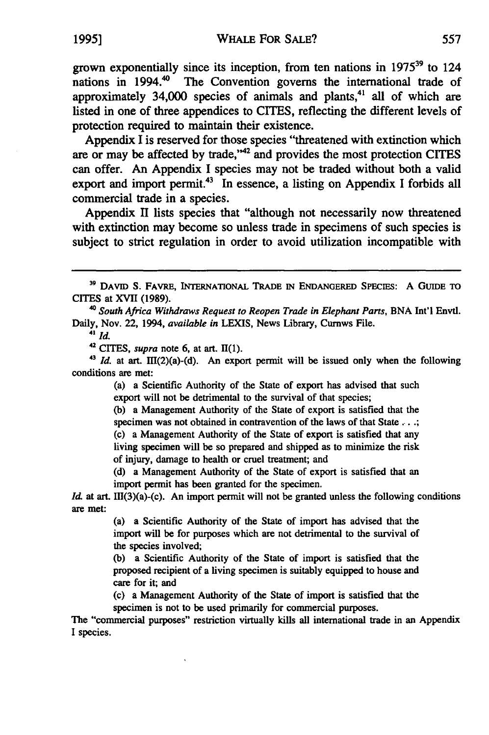grown exponentially since its inception, from ten nations in 1975[39] to 124 nations in 1994.[40] The Convention governs the international trade of approximately 34,000 species of animals and plants,[41] all of which are listed in one of three appendices to CITES, reflecting the different levels of protection required to maintain their existence.

Appendix I is reserved for those species "threatened with extinction which are or may be affected by trade,"[42] and provides the most protection CITES can offer. An Appendix I species may not be traded without both a valid export and import permit.[43] In essence, a listing on Appendix I forbids all commercial trade in a species.

Appendix II lists species that "although not necessarily now threatened with extinction may become so unless trade in specimens of such species is subject to strict regulation in order to avoid utilization incompatible with

---

[39] DAVID S. FAVRE, INTERNATIONAL TRADE IN ENDANGERED SPECIES: A GUIDE TO CITES at XVII (1989).

[40] *South Africa Withdraws Request to Reopen Trade in Elephant Parts*, BNA Int'l Envtl. Daily, Nov. 22, 1994, *available in* LEXIS, News Library, Curnws File.

[41] *Id.*

[42] CITES, *supra* note 6, at art. II(1).

[43] *Id.* at art. III(2)(a)-(d). An export permit will be issued only when the following conditions are met:

> (a) a Scientific Authority of the State of export has advised that such export will not be detrimental to the survival of that species;
>
> (b) a Management Authority of the State of export is satisfied that the specimen was not obtained in contravention of the laws of that State . . .;
>
> (c) a Management Authority of the State of export is satisfied that any living specimen will be so prepared and shipped as to minimize the risk of injury, damage to health or cruel treatment; and
>
> (d) a Management Authority of the State of export is satisfied that an import permit has been granted for the specimen.

*Id.* at art. III(3)(a)-(c). An import permit will not be granted unless the following conditions are met:

> (a) a Scientific Authority of the State of import has advised that the import will be for purposes which are not detrimental to the survival of the species involved;
>
> (b) a Scientific Authority of the State of import is satisfied that the proposed recipient of a living specimen is suitably equipped to house and care for it; and
>
> (c) a Management Authority of the State of import is satisfied that the specimen is not to be used primarily for commercial purposes.

The "commercial purposes" restriction virtually kills all international trade in an Appendix I species.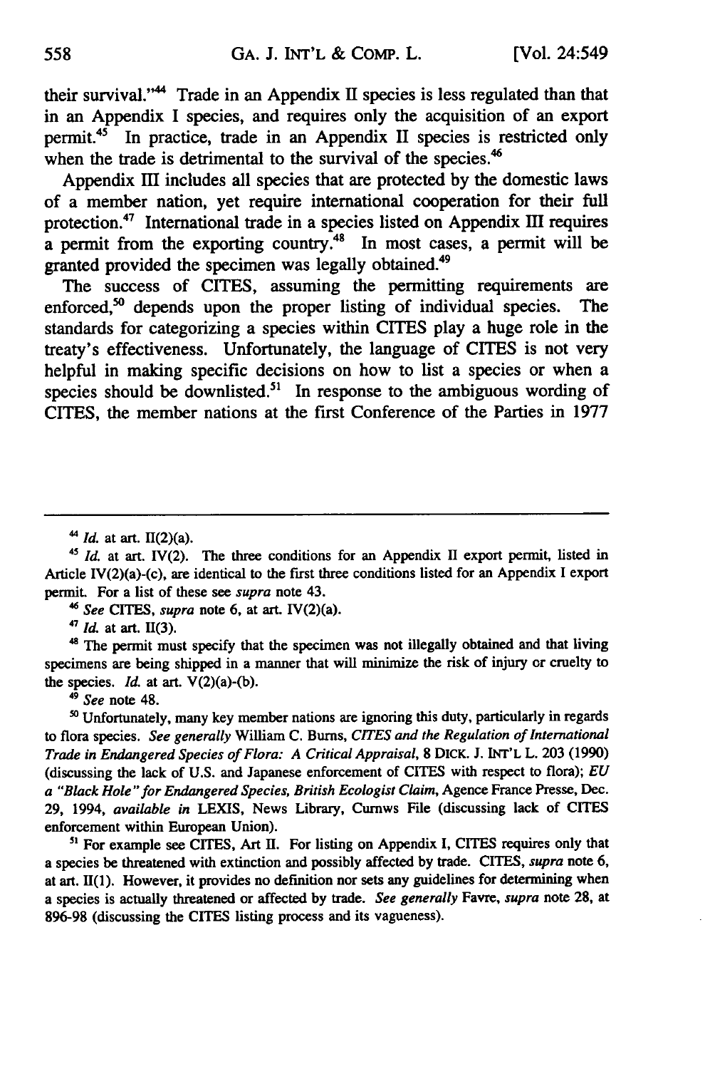their survival."[44] Trade in an Appendix II species is less regulated than that in an Appendix I species, and requires only the acquisition of an export permit.[45] In practice, trade in an Appendix II species is restricted only when the trade is detrimental to the survival of the species.[46]

Appendix III includes all species that are protected by the domestic laws of a member nation, yet require international cooperation for their full protection.[47] International trade in a species listed on Appendix III requires a permit from the exporting country.[48] In most cases, a permit will be granted provided the specimen was legally obtained.[49]

The success of CITES, assuming the permitting requirements are enforced,[50] depends upon the proper listing of individual species. The standards for categorizing a species within CITES play a huge role in the treaty's effectiveness. Unfortunately, the language of CITES is not very helpful in making specific decisions on how to list a species or when a species should be downlisted.[51] In response to the ambiguous wording of CITES, the member nations at the first Conference of the Parties in 1977

---

[44] *Id.* at art. II(2)(a).

[45] *Id.* at art. IV(2). The three conditions for an Appendix II export permit, listed in Article IV(2)(a)-(c), are identical to the first three conditions listed for an Appendix I export permit. For a list of these see *supra* note 43.

[46] *See* CITES, *supra* note 6, at art. IV(2)(a).

[47] *Id.* at art. II(3).

[48] The permit must specify that the specimen was not illegally obtained and that living specimens are being shipped in a manner that will minimize the risk of injury or cruelty to the species. *Id.* at art. V(2)(a)-(b).

[49] *See* note 48.

[50] Unfortunately, many key member nations are ignoring this duty, particularly in regards to flora species. *See generally* William C. Burns, *CITES and the Regulation of International Trade in Endangered Species of Flora: A Critical Appraisal*, 8 DICK. J. INT'L L. 203 (1990) (discussing the lack of U.S. and Japanese enforcement of CITES with respect to flora); *EU a "Black Hole" for Endangered Species, British Ecologist Claim*, Agence France Presse, Dec. 29, 1994, *available in* LEXIS, News Library, Curnws File (discussing lack of CITES enforcement within European Union).

[51] For example see CITES, Art II. For listing on Appendix I, CITES requires only that a species be threatened with extinction and possibly affected by trade. CITES, *supra* note 6, at art. II(1). However, it provides no definition nor sets any guidelines for determining when a species is actually threatened or affected by trade. *See generally* Favre, *supra* note 28, at 896-98 (discussing the CITES listing process and its vagueness).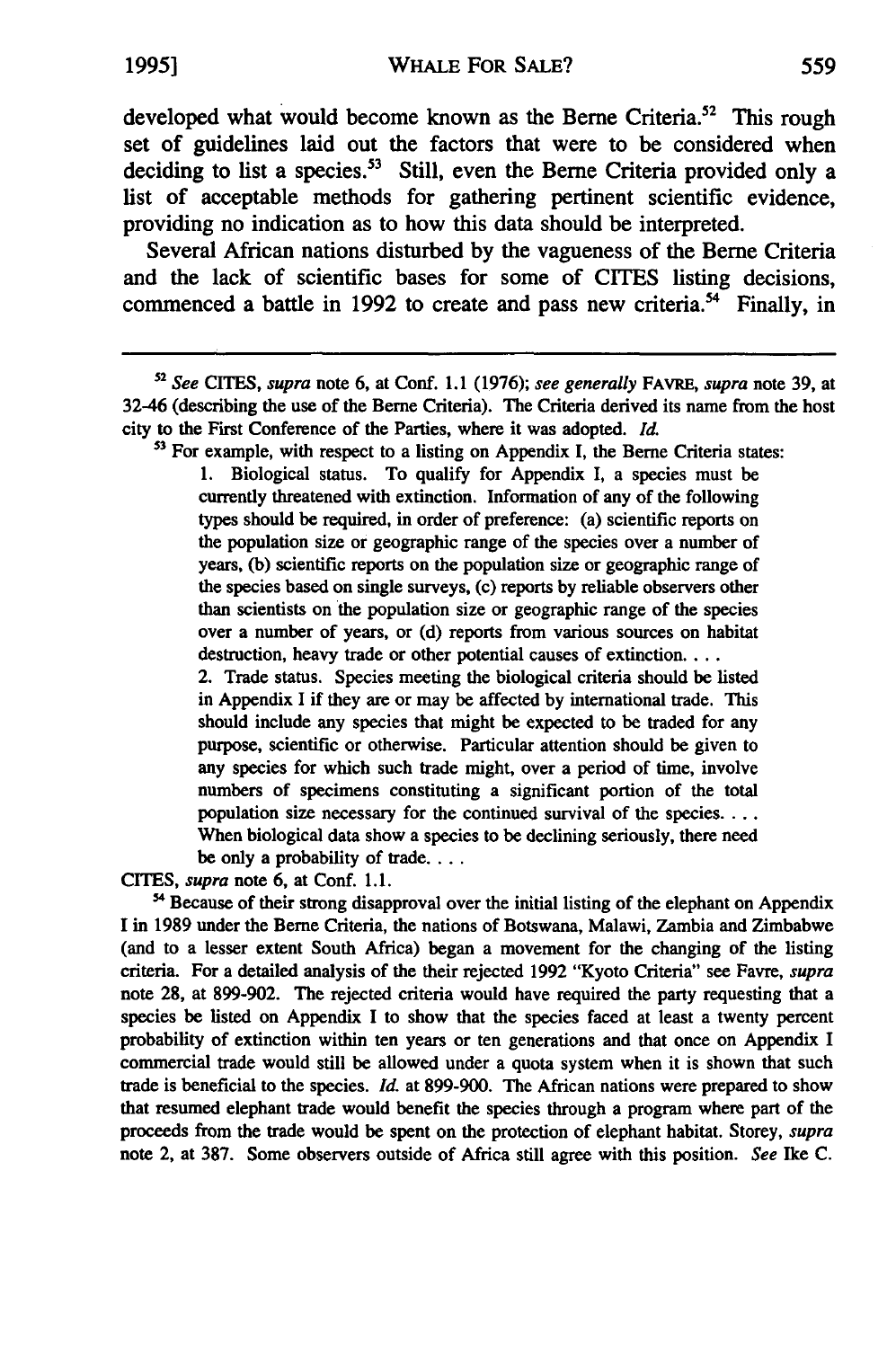developed what would become known as the Berne Criteria.[52] This rough set of guidelines laid out the factors that were to be considered when deciding to list a species.[53] Still, even the Berne Criteria provided only a list of acceptable methods for gathering pertinent scientific evidence, providing no indication as to how this data should be interpreted.

Several African nations disturbed by the vagueness of the Berne Criteria and the lack of scientific bases for some of CITES listing decisions, commenced a battle in 1992 to create and pass new criteria.[54] Finally, in

---

[52] *See* CITES, *supra* note 6, at Conf. 1.1 (1976); *see generally* FAVRE, *supra* note 39, at 32-46 (describing the use of the Berne Criteria). The Criteria derived its name from the host city to the First Conference of the Parties, where it was adopted. *Id.*

[53] For example, with respect to a listing on Appendix I, the Berne Criteria states:

> 1. Biological status. To qualify for Appendix I, a species must be currently threatened with extinction. Information of any of the following types should be required, in order of preference: (a) scientific reports on the population size or geographic range of the species over a number of years, (b) scientific reports on the population size or geographic range of the species based on single surveys, (c) reports by reliable observers other than scientists on the population size or geographic range of the species over a number of years, or (d) reports from various sources on habitat destruction, heavy trade or other potential causes of extinction. . . .
>
> 2. Trade status. Species meeting the biological criteria should be listed in Appendix I if they are or may be affected by international trade. This should include any species that might be expected to be traded for any purpose, scientific or otherwise. Particular attention should be given to any species for which such trade might, over a period of time, involve numbers of specimens constituting a significant portion of the total population size necessary for the continued survival of the species. . . . When biological data show a species to be declining seriously, there need be only a probability of trade. . . .

CITES, *supra* note 6, at Conf. 1.1.

[54] Because of their strong disapproval over the initial listing of the elephant on Appendix I in 1989 under the Berne Criteria, the nations of Botswana, Malawi, Zambia and Zimbabwe (and to a lesser extent South Africa) began a movement for the changing of the listing criteria. For a detailed analysis of the their rejected 1992 "Kyoto Criteria" see Favre, *supra* note 28, at 899-902. The rejected criteria would have required the party requesting that a species be listed on Appendix I to show that the species faced at least a twenty percent probability of extinction within ten years or ten generations and that once on Appendix I commercial trade would still be allowed under a quota system when it is shown that such trade is beneficial to the species. *Id.* at 899-900. The African nations were prepared to show that resumed elephant trade would benefit the species through a program where part of the proceeds from the trade would be spent on the protection of elephant habitat. Storey, *supra* note 2, at 387. Some observers outside of Africa still agree with this position. *See* Ike C.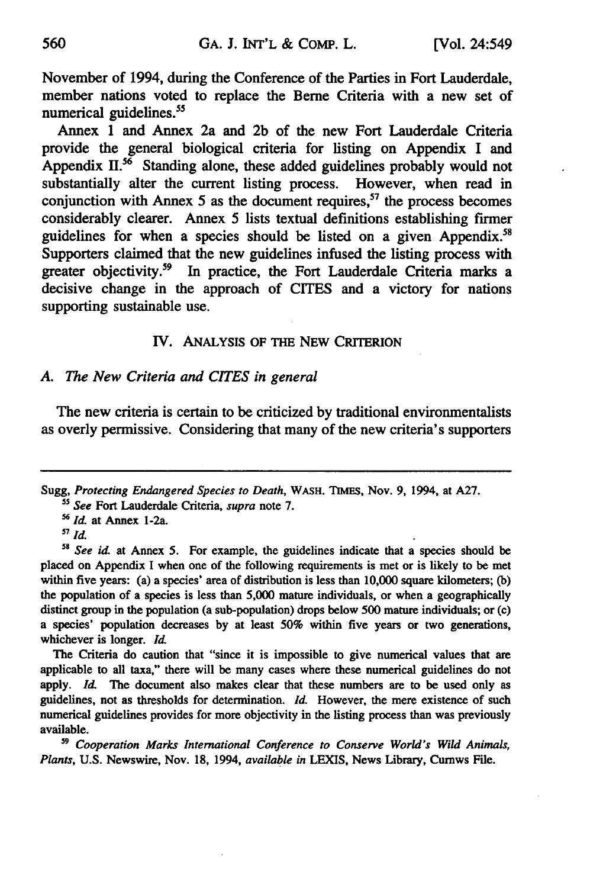November of 1994, during the Conference of the Parties in Fort Lauderdale, member nations voted to replace the Berne Criteria with a new set of numerical guidelines.[55]

Annex 1 and Annex 2a and 2b of the new Fort Lauderdale Criteria provide the general biological criteria for listing on Appendix I and Appendix II.[56] Standing alone, these added guidelines probably would not substantially alter the current listing process. However, when read in conjunction with Annex 5 as the document requires,[57] the process becomes considerably clearer. Annex 5 lists textual definitions establishing firmer guidelines for when a species should be listed on a given Appendix.[58] Supporters claimed that the new guidelines infused the listing process with greater objectivity.[59] In practice, the Fort Lauderdale Criteria marks a decisive change in the approach of CITES and a victory for nations supporting sustainable use.

## IV. Analysis of the New Criterion

### A. *The New Criteria and CITES in general*

The new criteria is certain to be criticized by traditional environmentalists as overly permissive. Considering that many of the new criteria's supporters

---

Sugg, *Protecting Endangered Species to Death*, WASH. TIMES, Nov. 9, 1994, at A27.

[55] *See* Fort Lauderdale Criteria, *supra* note 7.

[56] *Id.* at Annex 1-2a.

[57] *Id.*

[58] *See id.* at Annex 5. For example, the guidelines indicate that a species should be placed on Appendix I when one of the following requirements is met or is likely to be met within five years: (a) a species' area of distribution is less than 10,000 square kilometers; (b) the population of a species is less than 5,000 mature individuals, or when a geographically distinct group in the population (a sub-population) drops below 500 mature individuals; or (c) a species' population decreases by at least 50% within five years or two generations, whichever is longer. *Id.*

The Criteria do caution that "since it is impossible to give numerical values that are applicable to all taxa," there will be many cases where these numerical guidelines do not apply. *Id.* The document also makes clear that these numbers are to be used only as guidelines, not as thresholds for determination. *Id.* However, the mere existence of such numerical guidelines provides for more objectivity in the listing process than was previously available.

[59] *Cooperation Marks International Conference to Conserve World's Wild Animals, Plants*, U.S. Newswire, Nov. 18, 1994, *available in* LEXIS, News Library, Curnws File.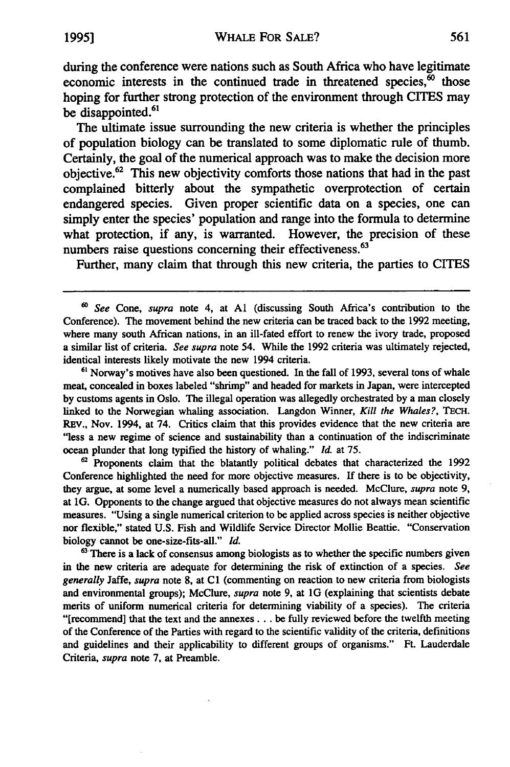during the conference were nations such as South Africa who have legitimate economic interests in the continued trade in threatened species,[60] those hoping for further strong protection of the environment through CITES may be disappointed.[61]

The ultimate issue surrounding the new criteria is whether the principles of population biology can be translated to some diplomatic rule of thumb. Certainly, the goal of the numerical approach was to make the decision more objective.[62] This new objectivity comforts those nations that had in the past complained bitterly about the sympathetic overprotection of certain endangered species. Given proper scientific data on a species, one can simply enter the species' population and range into the formula to determine what protection, if any, is warranted. However, the precision of these numbers raise questions concerning their effectiveness.[63]

Further, many claim that through this new criteria, the parties to CITES

---

[60] *See* Cone, *supra* note 4, at A1 (discussing South Africa's contribution to the Conference). The movement behind the new criteria can be traced back to the 1992 meeting, where many south African nations, in an ill-fated effort to renew the ivory trade, proposed a similar list of criteria. *See supra* note 54. While the 1992 criteria was ultimately rejected, identical interests likely motivate the new 1994 criteria.

[61] Norway's motives have also been questioned. In the fall of 1993, several tons of whale meat, concealed in boxes labeled "shrimp" and headed for markets in Japan, were intercepted by customs agents in Oslo. The illegal operation was allegedly orchestrated by a man closely linked to the Norwegian whaling association. Langdon Winner, *Kill the Whales?*, TECH. REV., Nov. 1994, at 74. Critics claim that this provides evidence that the new criteria are "less a new regime of science and sustainability than a continuation of the indiscriminate ocean plunder that long typified the history of whaling." *Id.* at 75.

[62] Proponents claim that the blatantly political debates that characterized the 1992 Conference highlighted the need for more objective measures. If there is to be objectivity, they argue, at some level a numerically based approach is needed. McClure, *supra* note 9, at 1G. Opponents to the change argued that objective measures do not always mean scientific measures. "Using a single numerical criterion to be applied across species is neither objective nor flexible," stated U.S. Fish and Wildlife Service Director Mollie Beattie. "Conservation biology cannot be one-size-fits-all." *Id.*

[63] There is a lack of consensus among biologists as to whether the specific numbers given in the new criteria are adequate for determining the risk of extinction of a species. *See generally* Jaffe, *supra* note 8, at C1 (commenting on reaction to new criteria from biologists and environmental groups); McClure, *supra* note 9, at 1G (explaining that scientists debate merits of uniform numerical criteria for determining viability of a species). The criteria "[recommend] that the text and the annexes . . . be fully reviewed before the twelfth meeting of the Conference of the Parties with regard to the scientific validity of the criteria, definitions and guidelines and their applicability to different groups of organisms." Ft. Lauderdale Criteria, *supra* note 7, at Preamble.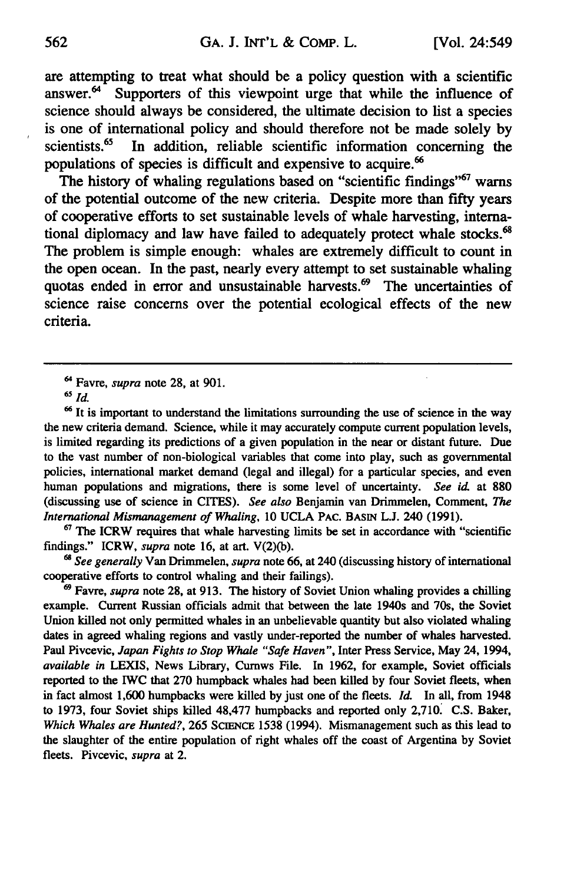are attempting to treat what should be a policy question with a scientific answer.[64] Supporters of this viewpoint urge that while the influence of science should always be considered, the ultimate decision to list a species is one of international policy and should therefore not be made solely by scientists.[65] In addition, reliable scientific information concerning the populations of species is difficult and expensive to acquire.[66]

The history of whaling regulations based on "scientific findings"[67] warns of the potential outcome of the new criteria. Despite more than fifty years of cooperative efforts to set sustainable levels of whale harvesting, international diplomacy and law have failed to adequately protect whale stocks.[68] The problem is simple enough: whales are extremely difficult to count in the open ocean. In the past, nearly every attempt to set sustainable whaling quotas ended in error and unsustainable harvests.[69] The uncertainties of science raise concerns over the potential ecological effects of the new criteria.

---

[64] Favre, *supra* note 28, at 901.

[65] *Id.*

[66] It is important to understand the limitations surrounding the use of science in the way the new criteria demand. Science, while it may accurately compute current population levels, is limited regarding its predictions of a given population in the near or distant future. Due to the vast number of non-biological variables that come into play, such as governmental policies, international market demand (legal and illegal) for a particular species, and even human populations and migrations, there is some level of uncertainty. *See id.* at 880 (discussing use of science in CITES). *See also* Benjamin van Drimmelen, Comment, *The International Mismanagement of Whaling*, 10 UCLA PAC. BASIN L.J. 240 (1991).

[67] The ICRW requires that whale harvesting limits be set in accordance with "scientific findings." ICRW, *supra* note 16, at art. V(2)(b).

[68] *See generally* Van Drimmelen, *supra* note 66, at 240 (discussing history of international cooperative efforts to control whaling and their failings).

[69] Favre, *supra* note 28, at 913. The history of Soviet Union whaling provides a chilling example. Current Russian officials admit that between the late 1940s and 70s, the Soviet Union killed not only permitted whales in an unbelievable quantity but also violated whaling dates in agreed whaling regions and vastly under-reported the number of whales harvested. Paul Pivcevic, *Japan Fights to Stop Whale "Safe Haven"*, Inter Press Service, May 24, 1994, *available in* LEXIS, News Library, Curnws File. In 1962, for example, Soviet officials reported to the IWC that 270 humpback whales had been killed by four Soviet fleets, when in fact almost 1,600 humpbacks were killed by just one of the fleets. *Id.* In all, from 1948 to 1973, four Soviet ships killed 48,477 humpbacks and reported only 2,710. C.S. Baker, *Which Whales are Hunted?*, 265 SCIENCE 1538 (1994). Mismanagement such as this lead to the slaughter of the entire population of right whales off the coast of Argentina by Soviet fleets. Pivcevic, *supra* at 2.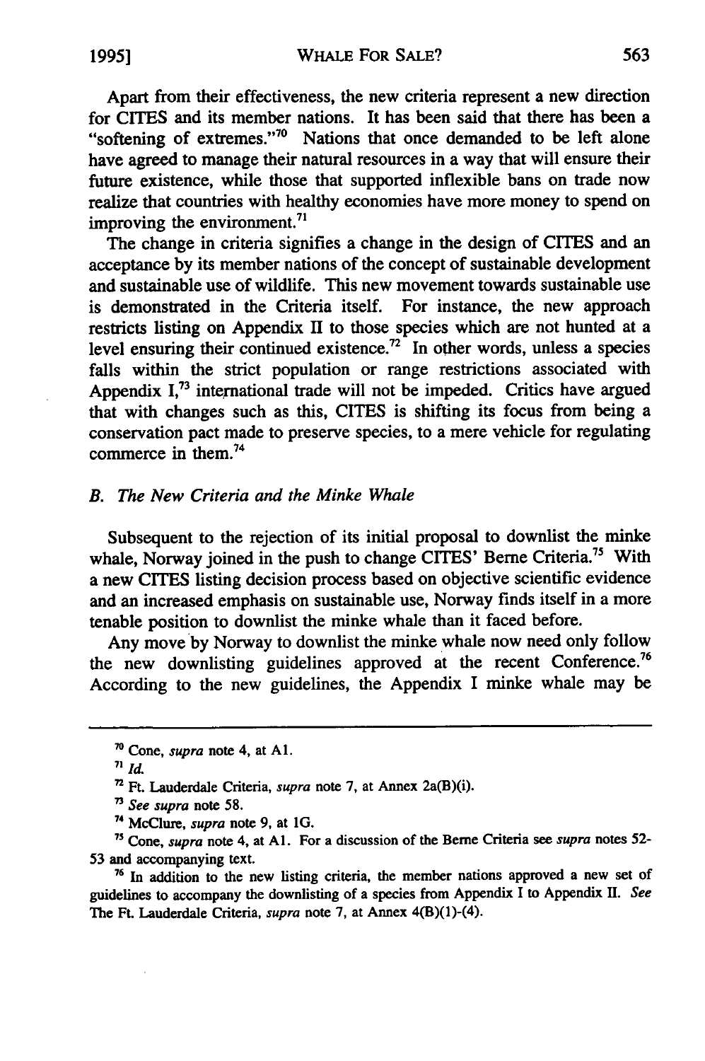Apart from their effectiveness, the new criteria represent a new direction for CITES and its member nations. It has been said that there has been a "softening of extremes."[70] Nations that once demanded to be left alone have agreed to manage their natural resources in a way that will ensure their future existence, while those that supported inflexible bans on trade now realize that countries with healthy economies have more money to spend on improving the environment.[71]

The change in criteria signifies a change in the design of CITES and an acceptance by its member nations of the concept of sustainable development and sustainable use of wildlife. This new movement towards sustainable use is demonstrated in the Criteria itself. For instance, the new approach restricts listing on Appendix II to those species which are not hunted at a level ensuring their continued existence.[72] In other words, unless a species falls within the strict population or range restrictions associated with Appendix I,[73] international trade will not be impeded. Critics have argued that with changes such as this, CITES is shifting its focus from being a conservation pact made to preserve species, to a mere vehicle for regulating commerce in them.[74]

### *B. The New Criteria and the Minke Whale*

Subsequent to the rejection of its initial proposal to downlist the minke whale, Norway joined in the push to change CITES' Berne Criteria.[75] With a new CITES listing decision process based on objective scientific evidence and an increased emphasis on sustainable use, Norway finds itself in a more tenable position to downlist the minke whale than it faced before.

Any move by Norway to downlist the minke whale now need only follow the new downlisting guidelines approved at the recent Conference.[76] According to the new guidelines, the Appendix I minke whale may be

---

[70] Cone, *supra* note 4, at A1.

[71] *Id.*

[72] Ft. Lauderdale Criteria, *supra* note 7, at Annex 2a(B)(i).

[73] *See supra* note 58.

[74] McClure, *supra* note 9, at 1G.

[75] Cone, *supra* note 4, at A1. For a discussion of the Berne Criteria see *supra* notes 52-53 and accompanying text.

[76] In addition to the new listing criteria, the member nations approved a new set of guidelines to accompany the downlisting of a species from Appendix I to Appendix II. *See* The Ft. Lauderdale Criteria, *supra* note 7, at Annex 4(B)(1)-(4).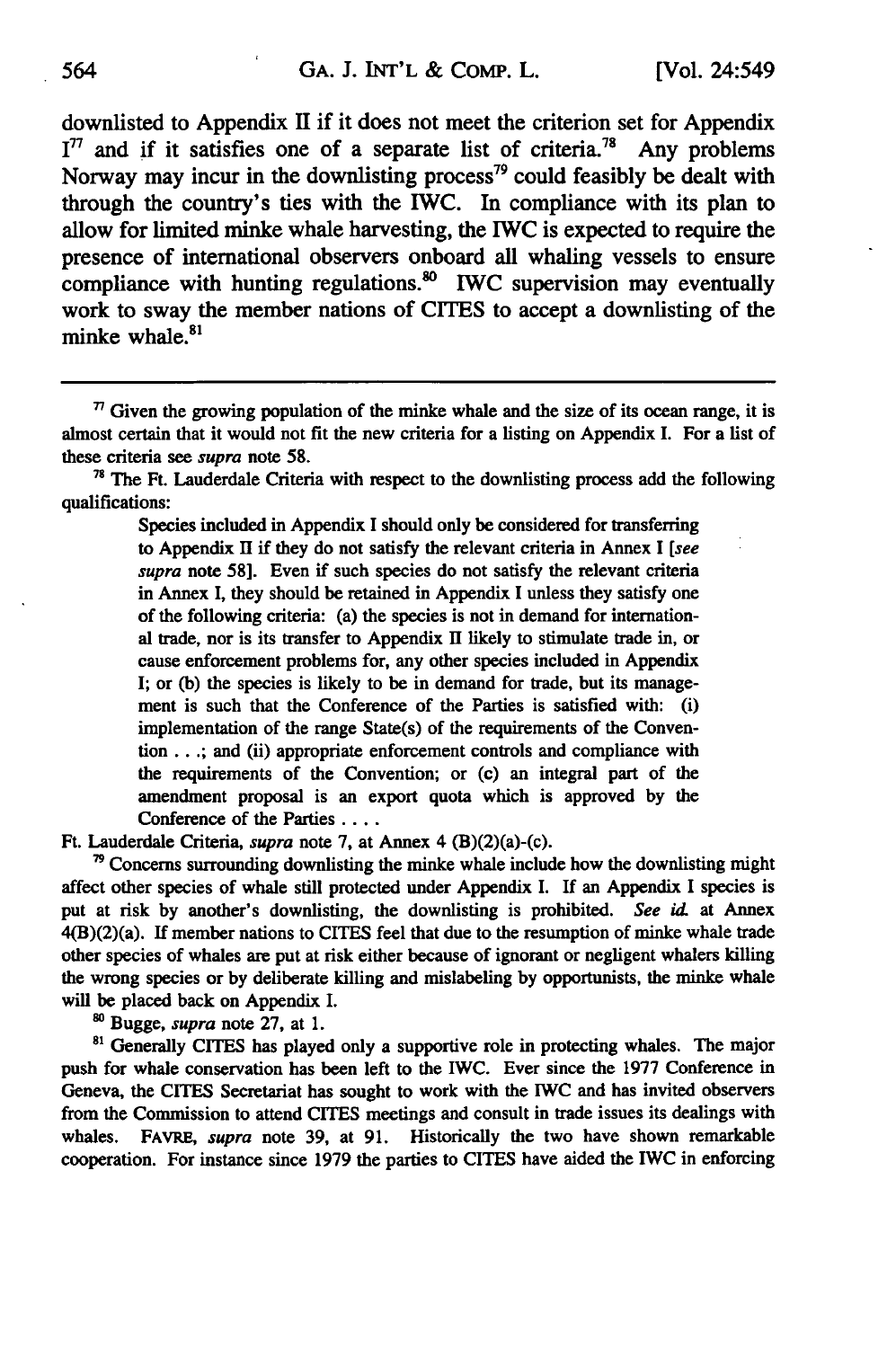downlisted to Appendix II if it does not meet the criterion set for Appendix I[77] and if it satisfies one of a separate list of criteria.[78] Any problems Norway may incur in the downlisting process[79] could feasibly be dealt with through the country's ties with the IWC. In compliance with its plan to allow for limited minke whale harvesting, the IWC is expected to require the presence of international observers onboard all whaling vessels to ensure compliance with hunting regulations.[80] IWC supervision may eventually work to sway the member nations of CITES to accept a downlisting of the minke whale.[81]

---

[77] Given the growing population of the minke whale and the size of its ocean range, it is almost certain that it would not fit the new criteria for a listing on Appendix I. For a list of these criteria see *supra* note 58.

[78] The Ft. Lauderdale Criteria with respect to the downlisting process add the following qualifications:

> Species included in Appendix I should only be considered for transferring to Appendix II if they do not satisfy the relevant criteria in Annex I [*see supra* note 58]. Even if such species do not satisfy the relevant criteria in Annex I, they should be retained in Appendix I unless they satisfy one of the following criteria: (a) the species is not in demand for international trade, nor is its transfer to Appendix II likely to stimulate trade in, or cause enforcement problems for, any other species included in Appendix I; or (b) the species is likely to be in demand for trade, but its management is such that the Conference of the Parties is satisfied with: (i) implementation of the range State(s) of the requirements of the Convention . . .; and (ii) appropriate enforcement controls and compliance with the requirements of the Convention; or (c) an integral part of the amendment proposal is an export quota which is approved by the Conference of the Parties . . . .

Ft. Lauderdale Criteria, *supra* note 7, at Annex 4 (B)(2)(a)-(c).

[79] Concerns surrounding downlisting the minke whale include how the downlisting might affect other species of whale still protected under Appendix I. If an Appendix I species is put at risk by another's downlisting, the downlisting is prohibited. *See id.* at Annex 4(B)(2)(a). If member nations to CITES feel that due to the resumption of minke whale trade other species of whales are put at risk either because of ignorant or negligent whalers killing the wrong species or by deliberate killing and mislabeling by opportunists, the minke whale will be placed back on Appendix I.

[80] Bugge, *supra* note 27, at 1.

[81] Generally CITES has played only a supportive role in protecting whales. The major push for whale conservation has been left to the IWC. Ever since the 1977 Conference in Geneva, the CITES Secretariat has sought to work with the IWC and has invited observers from the Commission to attend CITES meetings and consult in trade issues its dealings with whales. FAVRE, *supra* note 39, at 91. Historically the two have shown remarkable cooperation. For instance since 1979 the parties to CITES have aided the IWC in enforcing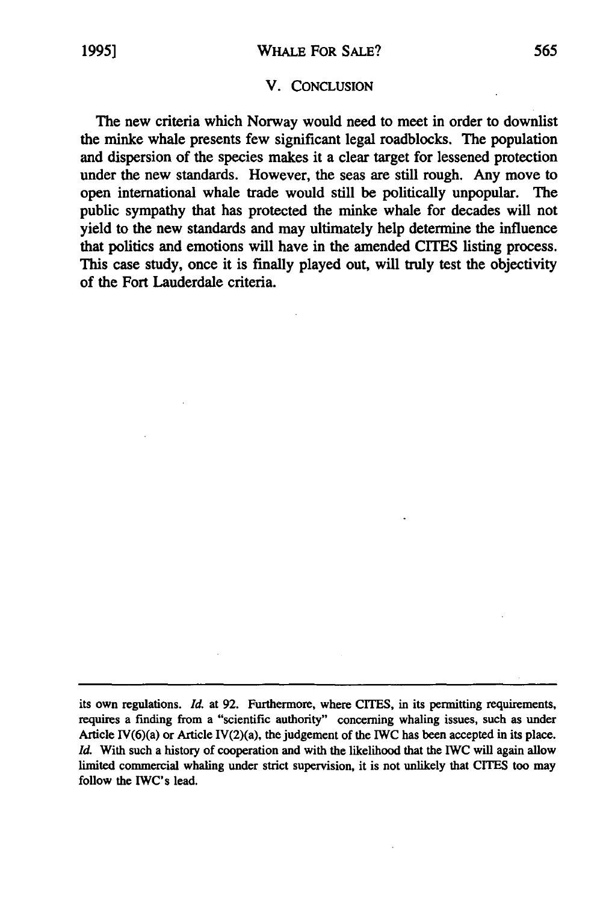## V. CONCLUSION

The new criteria which Norway would need to meet in order to downlist the minke whale presents few significant legal roadblocks. The population and dispersion of the species makes it a clear target for lessened protection under the new standards. However, the seas are still rough. Any move to open international whale trade would still be politically unpopular. The public sympathy that has protected the minke whale for decades will not yield to the new standards and may ultimately help determine the influence that politics and emotions will have in the amended CITES listing process. This case study, once it is finally played out, will truly test the objectivity of the Fort Lauderdale criteria.

---

its own regulations. *Id.* at 92. Furthermore, where CITES, in its permitting requirements, requires a finding from a "scientific authority" concerning whaling issues, such as under Article IV(6)(a) or Article IV(2)(a), the judgement of the IWC has been accepted in its place. *Id.* With such a history of cooperation and with the likelihood that the IWC will again allow limited commercial whaling under strict supervision, it is not unlikely that CITES too may follow the IWC's lead.